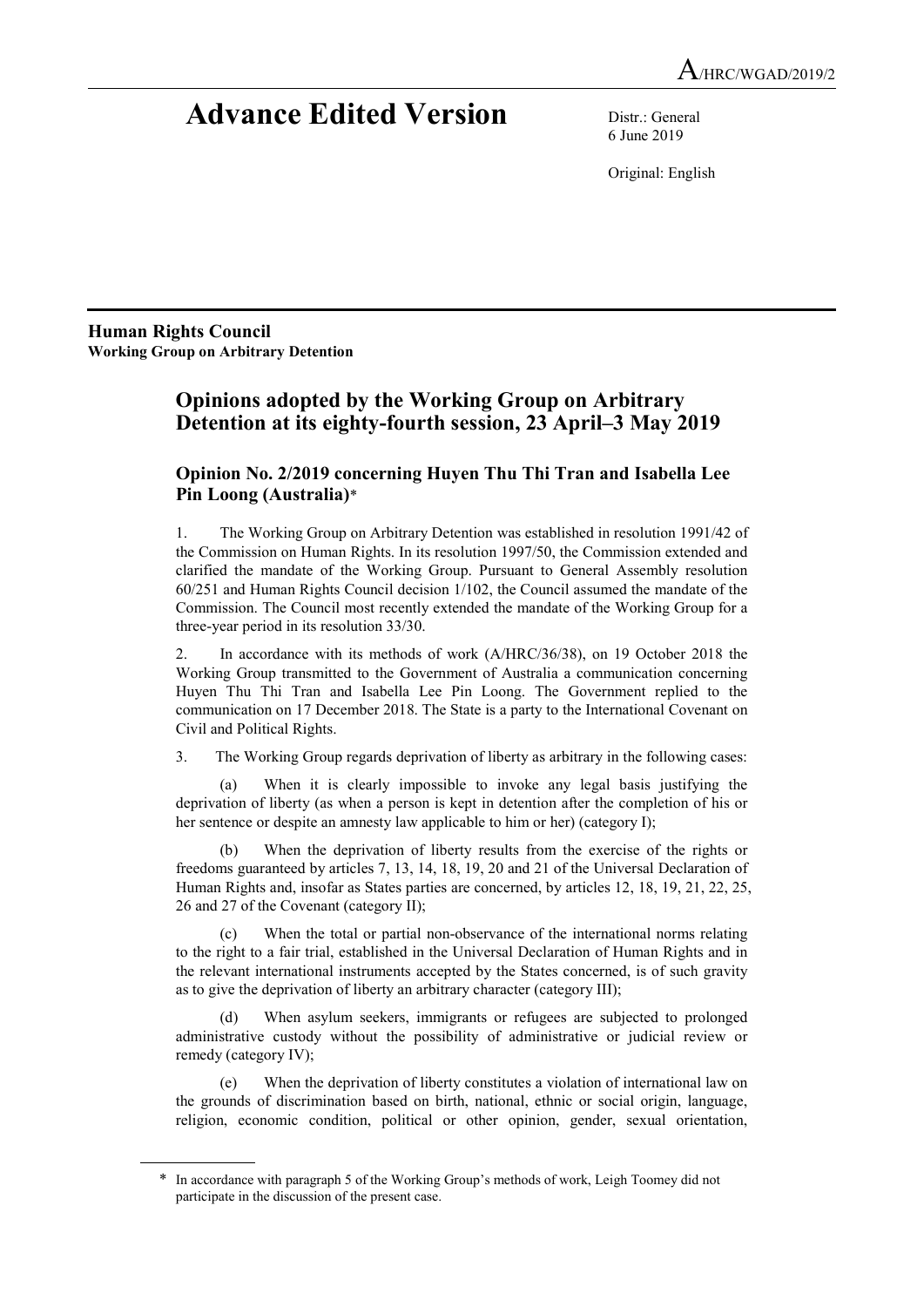A/HRC/WGAD/2019/2

# Advance Edited Version

Distr.: General
6 June 2019

Original: English

**Human Rights Council**
**Working Group on Arbitrary Detention**

## Opinions adopted by the Working Group on Arbitrary Detention at its eighty-fourth session, 23 April–3 May 2019

### Opinion No. 2/2019 concerning Huyen Thu Thi Tran and Isabella Lee Pin Loong (Australia)*

1. The Working Group on Arbitrary Detention was established in resolution 1991/42 of the Commission on Human Rights. In its resolution 1997/50, the Commission extended and clarified the mandate of the Working Group. Pursuant to General Assembly resolution 60/251 and Human Rights Council decision 1/102, the Council assumed the mandate of the Commission. The Council most recently extended the mandate of the Working Group for a three-year period in its resolution 33/30.

2. In accordance with its methods of work (A/HRC/36/38), on 19 October 2018 the Working Group transmitted to the Government of Australia a communication concerning Huyen Thu Thi Tran and Isabella Lee Pin Loong. The Government replied to the communication on 17 December 2018. The State is a party to the International Covenant on Civil and Political Rights.

3. The Working Group regards deprivation of liberty as arbitrary in the following cases:

(a) When it is clearly impossible to invoke any legal basis justifying the deprivation of liberty (as when a person is kept in detention after the completion of his or her sentence or despite an amnesty law applicable to him or her) (category I);

(b) When the deprivation of liberty results from the exercise of the rights or freedoms guaranteed by articles 7, 13, 14, 18, 19, 20 and 21 of the Universal Declaration of Human Rights and, insofar as States parties are concerned, by articles 12, 18, 19, 21, 22, 25, 26 and 27 of the Covenant (category II);

(c) When the total or partial non-observance of the international norms relating to the right to a fair trial, established in the Universal Declaration of Human Rights and in the relevant international instruments accepted by the States concerned, is of such gravity as to give the deprivation of liberty an arbitrary character (category III);

(d) When asylum seekers, immigrants or refugees are subjected to prolonged administrative custody without the possibility of administrative or judicial review or remedy (category IV);

(e) When the deprivation of liberty constitutes a violation of international law on the grounds of discrimination based on birth, national, ethnic or social origin, language, religion, economic condition, political or other opinion, gender, sexual orientation,

---

* In accordance with paragraph 5 of the Working Group's methods of work, Leigh Toomey did not participate in the discussion of the present case.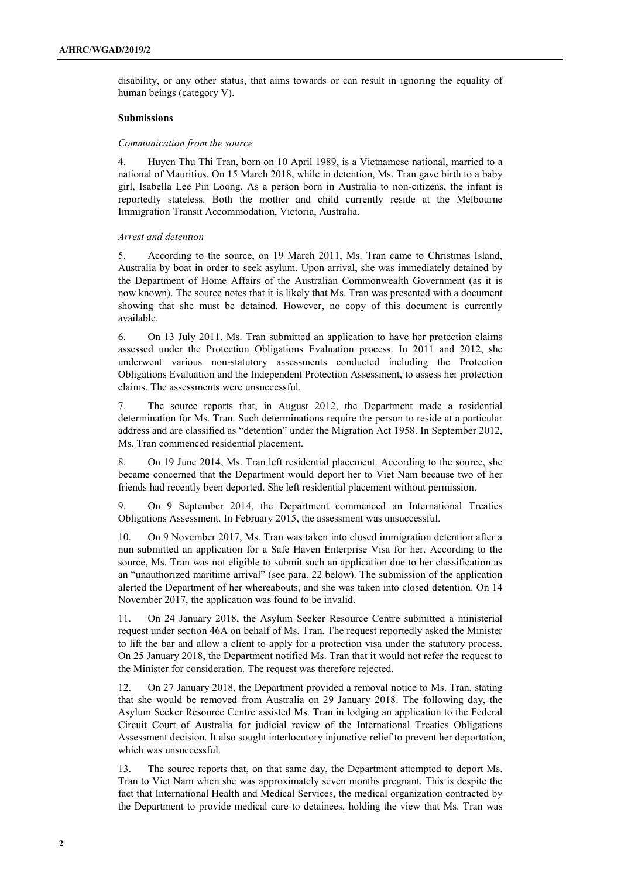disability, or any other status, that aims towards or can result in ignoring the equality of human beings (category V).

**Submissions**

*Communication from the source*

4. Huyen Thu Thi Tran, born on 10 April 1989, is a Vietnamese national, married to a national of Mauritius. On 15 March 2018, while in detention, Ms. Tran gave birth to a baby girl, Isabella Lee Pin Loong. As a person born in Australia to non-citizens, the infant is reportedly stateless. Both the mother and child currently reside at the Melbourne Immigration Transit Accommodation, Victoria, Australia.

*Arrest and detention*

5. According to the source, on 19 March 2011, Ms. Tran came to Christmas Island, Australia by boat in order to seek asylum. Upon arrival, she was immediately detained by the Department of Home Affairs of the Australian Commonwealth Government (as it is now known). The source notes that it is likely that Ms. Tran was presented with a document showing that she must be detained. However, no copy of this document is currently available.

6. On 13 July 2011, Ms. Tran submitted an application to have her protection claims assessed under the Protection Obligations Evaluation process. In 2011 and 2012, she underwent various non-statutory assessments conducted including the Protection Obligations Evaluation and the Independent Protection Assessment, to assess her protection claims. The assessments were unsuccessful.

7. The source reports that, in August 2012, the Department made a residential determination for Ms. Tran. Such determinations require the person to reside at a particular address and are classified as "detention" under the Migration Act 1958. In September 2012, Ms. Tran commenced residential placement.

8. On 19 June 2014, Ms. Tran left residential placement. According to the source, she became concerned that the Department would deport her to Viet Nam because two of her friends had recently been deported. She left residential placement without permission.

9. On 9 September 2014, the Department commenced an International Treaties Obligations Assessment. In February 2015, the assessment was unsuccessful.

10. On 9 November 2017, Ms. Tran was taken into closed immigration detention after a nun submitted an application for a Safe Haven Enterprise Visa for her. According to the source, Ms. Tran was not eligible to submit such an application due to her classification as an "unauthorized maritime arrival" (see para. 22 below). The submission of the application alerted the Department of her whereabouts, and she was taken into closed detention. On 14 November 2017, the application was found to be invalid.

11. On 24 January 2018, the Asylum Seeker Resource Centre submitted a ministerial request under section 46A on behalf of Ms. Tran. The request reportedly asked the Minister to lift the bar and allow a client to apply for a protection visa under the statutory process. On 25 January 2018, the Department notified Ms. Tran that it would not refer the request to the Minister for consideration. The request was therefore rejected.

12. On 27 January 2018, the Department provided a removal notice to Ms. Tran, stating that she would be removed from Australia on 29 January 2018. The following day, the Asylum Seeker Resource Centre assisted Ms. Tran in lodging an application to the Federal Circuit Court of Australia for judicial review of the International Treaties Obligations Assessment decision. It also sought interlocutory injunctive relief to prevent her deportation, which was unsuccessful.

13. The source reports that, on that same day, the Department attempted to deport Ms. Tran to Viet Nam when she was approximately seven months pregnant. This is despite the fact that International Health and Medical Services, the medical organization contracted by the Department to provide medical care to detainees, holding the view that Ms. Tran was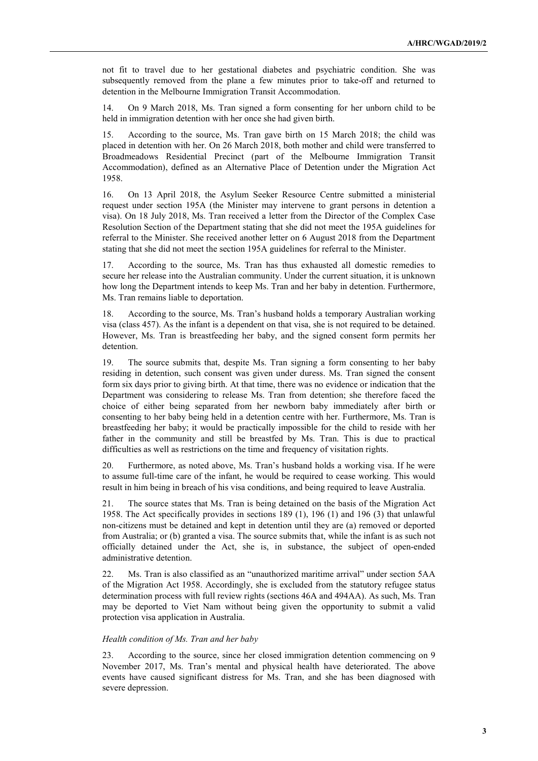not fit to travel due to her gestational diabetes and psychiatric condition. She was subsequently removed from the plane a few minutes prior to take-off and returned to detention in the Melbourne Immigration Transit Accommodation.

14. On 9 March 2018, Ms. Tran signed a form consenting for her unborn child to be held in immigration detention with her once she had given birth.

15. According to the source, Ms. Tran gave birth on 15 March 2018; the child was placed in detention with her. On 26 March 2018, both mother and child were transferred to Broadmeadows Residential Precinct (part of the Melbourne Immigration Transit Accommodation), defined as an Alternative Place of Detention under the Migration Act 1958.

16. On 13 April 2018, the Asylum Seeker Resource Centre submitted a ministerial request under section 195A (the Minister may intervene to grant persons in detention a visa). On 18 July 2018, Ms. Tran received a letter from the Director of the Complex Case Resolution Section of the Department stating that she did not meet the 195A guidelines for referral to the Minister. She received another letter on 6 August 2018 from the Department stating that she did not meet the section 195A guidelines for referral to the Minister.

17. According to the source, Ms. Tran has thus exhausted all domestic remedies to secure her release into the Australian community. Under the current situation, it is unknown how long the Department intends to keep Ms. Tran and her baby in detention. Furthermore, Ms. Tran remains liable to deportation.

18. According to the source, Ms. Tran's husband holds a temporary Australian working visa (class 457). As the infant is a dependent on that visa, she is not required to be detained. However, Ms. Tran is breastfeeding her baby, and the signed consent form permits her detention.

19. The source submits that, despite Ms. Tran signing a form consenting to her baby residing in detention, such consent was given under duress. Ms. Tran signed the consent form six days prior to giving birth. At that time, there was no evidence or indication that the Department was considering to release Ms. Tran from detention; she therefore faced the choice of either being separated from her newborn baby immediately after birth or consenting to her baby being held in a detention centre with her. Furthermore, Ms. Tran is breastfeeding her baby; it would be practically impossible for the child to reside with her father in the community and still be breastfed by Ms. Tran. This is due to practical difficulties as well as restrictions on the time and frequency of visitation rights.

20. Furthermore, as noted above, Ms. Tran's husband holds a working visa. If he were to assume full-time care of the infant, he would be required to cease working. This would result in him being in breach of his visa conditions, and being required to leave Australia.

21. The source states that Ms. Tran is being detained on the basis of the Migration Act 1958. The Act specifically provides in sections 189 (1), 196 (1) and 196 (3) that unlawful non-citizens must be detained and kept in detention until they are (a) removed or deported from Australia; or (b) granted a visa. The source submits that, while the infant is as such not officially detained under the Act, she is, in substance, the subject of open-ended administrative detention.

22. Ms. Tran is also classified as an "unauthorized maritime arrival" under section 5AA of the Migration Act 1958. Accordingly, she is excluded from the statutory refugee status determination process with full review rights (sections 46A and 494AA). As such, Ms. Tran may be deported to Viet Nam without being given the opportunity to submit a valid protection visa application in Australia.

*Health condition of Ms. Tran and her baby*

23. According to the source, since her closed immigration detention commencing on 9 November 2017, Ms. Tran's mental and physical health have deteriorated. The above events have caused significant distress for Ms. Tran, and she has been diagnosed with severe depression.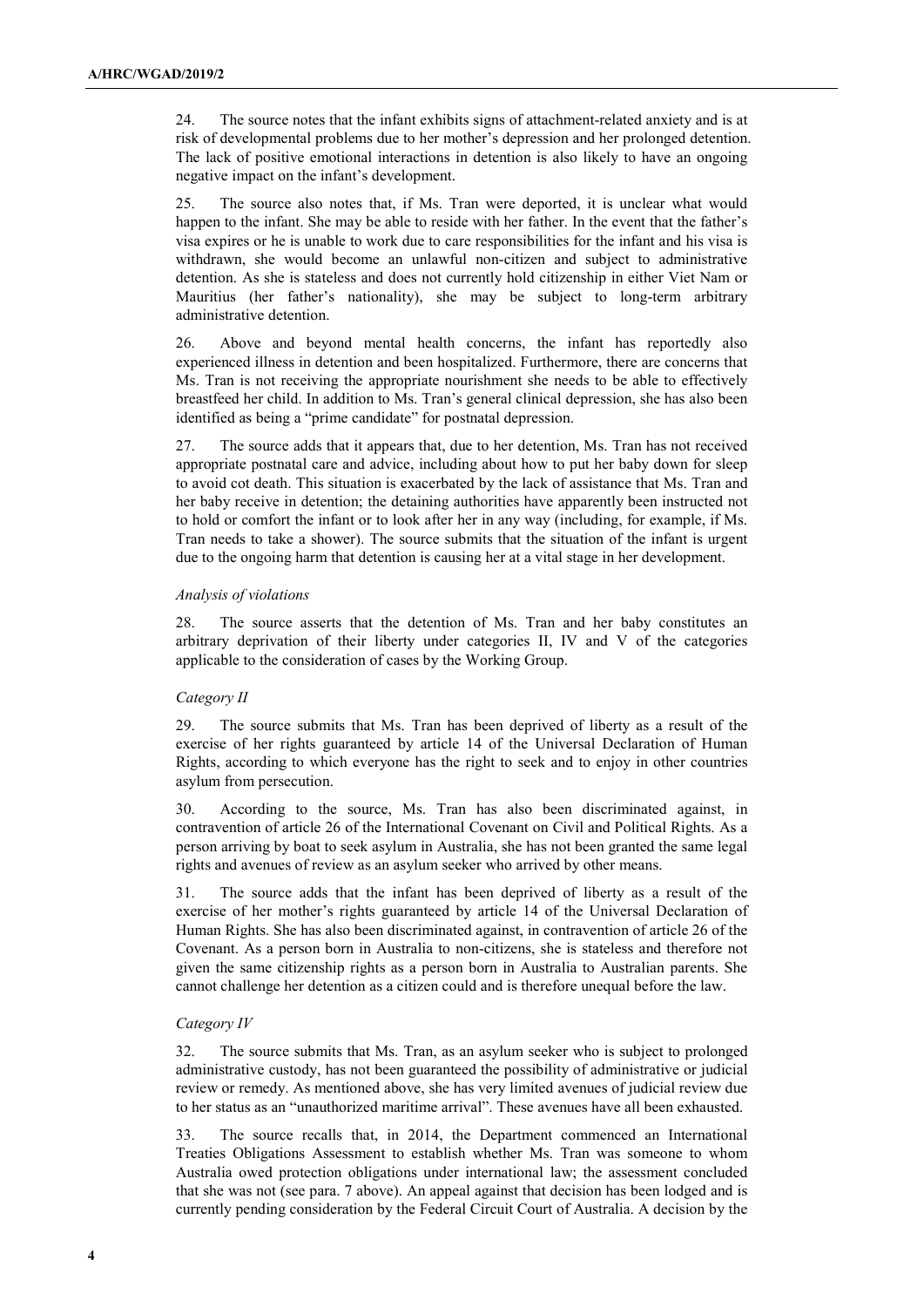24. The source notes that the infant exhibits signs of attachment-related anxiety and is at risk of developmental problems due to her mother's depression and her prolonged detention. The lack of positive emotional interactions in detention is also likely to have an ongoing negative impact on the infant's development.

25. The source also notes that, if Ms. Tran were deported, it is unclear what would happen to the infant. She may be able to reside with her father. In the event that the father's visa expires or he is unable to work due to care responsibilities for the infant and his visa is withdrawn, she would become an unlawful non-citizen and subject to administrative detention. As she is stateless and does not currently hold citizenship in either Viet Nam or Mauritius (her father's nationality), she may be subject to long-term arbitrary administrative detention.

26. Above and beyond mental health concerns, the infant has reportedly also experienced illness in detention and been hospitalized. Furthermore, there are concerns that Ms. Tran is not receiving the appropriate nourishment she needs to be able to effectively breastfeed her child. In addition to Ms. Tran's general clinical depression, she has also been identified as being a "prime candidate" for postnatal depression.

27. The source adds that it appears that, due to her detention, Ms. Tran has not received appropriate postnatal care and advice, including about how to put her baby down for sleep to avoid cot death. This situation is exacerbated by the lack of assistance that Ms. Tran and her baby receive in detention; the detaining authorities have apparently been instructed not to hold or comfort the infant or to look after her in any way (including, for example, if Ms. Tran needs to take a shower). The source submits that the situation of the infant is urgent due to the ongoing harm that detention is causing her at a vital stage in her development.

*Analysis of violations*

28. The source asserts that the detention of Ms. Tran and her baby constitutes an arbitrary deprivation of their liberty under categories II, IV and V of the categories applicable to the consideration of cases by the Working Group.

*Category II*

29. The source submits that Ms. Tran has been deprived of liberty as a result of the exercise of her rights guaranteed by article 14 of the Universal Declaration of Human Rights, according to which everyone has the right to seek and to enjoy in other countries asylum from persecution.

30. According to the source, Ms. Tran has also been discriminated against, in contravention of article 26 of the International Covenant on Civil and Political Rights. As a person arriving by boat to seek asylum in Australia, she has not been granted the same legal rights and avenues of review as an asylum seeker who arrived by other means.

31. The source adds that the infant has been deprived of liberty as a result of the exercise of her mother's rights guaranteed by article 14 of the Universal Declaration of Human Rights. She has also been discriminated against, in contravention of article 26 of the Covenant. As a person born in Australia to non-citizens, she is stateless and therefore not given the same citizenship rights as a person born in Australia to Australian parents. She cannot challenge her detention as a citizen could and is therefore unequal before the law.

*Category IV*

32. The source submits that Ms. Tran, as an asylum seeker who is subject to prolonged administrative custody, has not been guaranteed the possibility of administrative or judicial review or remedy. As mentioned above, she has very limited avenues of judicial review due to her status as an "unauthorized maritime arrival". These avenues have all been exhausted.

33. The source recalls that, in 2014, the Department commenced an International Treaties Obligations Assessment to establish whether Ms. Tran was someone to whom Australia owed protection obligations under international law; the assessment concluded that she was not (see para. 7 above). An appeal against that decision has been lodged and is currently pending consideration by the Federal Circuit Court of Australia. A decision by the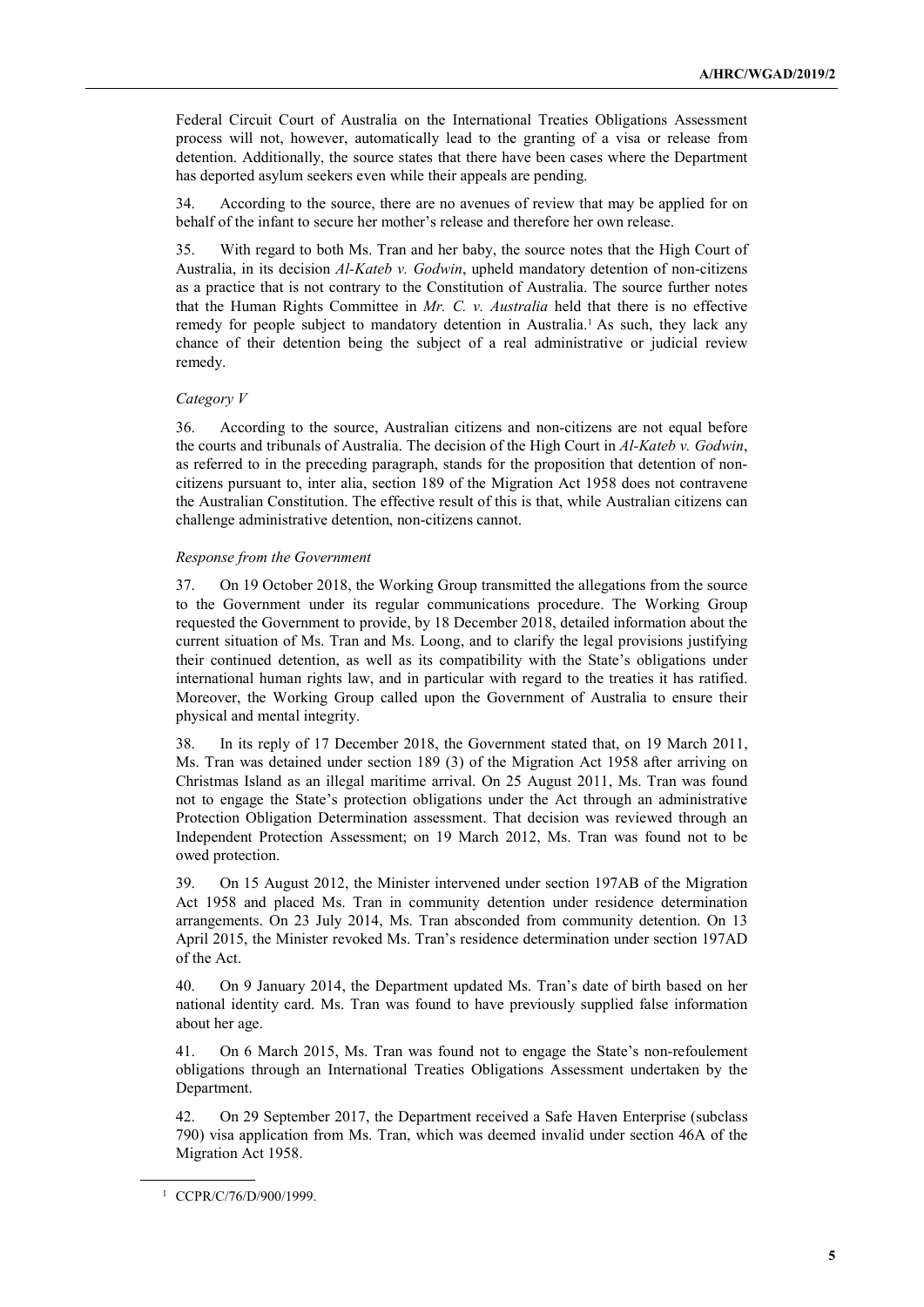Federal Circuit Court of Australia on the International Treaties Obligations Assessment process will not, however, automatically lead to the granting of a visa or release from detention. Additionally, the source states that there have been cases where the Department has deported asylum seekers even while their appeals are pending.

34. According to the source, there are no avenues of review that may be applied for on behalf of the infant to secure her mother's release and therefore her own release.

35. With regard to both Ms. Tran and her baby, the source notes that the High Court of Australia, in its decision *Al-Kateb v. Godwin*, upheld mandatory detention of non-citizens as a practice that is not contrary to the Constitution of Australia. The source further notes that the Human Rights Committee in *Mr. C. v. Australia* held that there is no effective remedy for people subject to mandatory detention in Australia.[1] As such, they lack any chance of their detention being the subject of a real administrative or judicial review remedy.

*Category V*

36. According to the source, Australian citizens and non-citizens are not equal before the courts and tribunals of Australia. The decision of the High Court in *Al-Kateb v. Godwin*, as referred to in the preceding paragraph, stands for the proposition that detention of non-citizens pursuant to, inter alia, section 189 of the Migration Act 1958 does not contravene the Australian Constitution. The effective result of this is that, while Australian citizens can challenge administrative detention, non-citizens cannot.

*Response from the Government*

37. On 19 October 2018, the Working Group transmitted the allegations from the source to the Government under its regular communications procedure. The Working Group requested the Government to provide, by 18 December 2018, detailed information about the current situation of Ms. Tran and Ms. Loong, and to clarify the legal provisions justifying their continued detention, as well as its compatibility with the State's obligations under international human rights law, and in particular with regard to the treaties it has ratified. Moreover, the Working Group called upon the Government of Australia to ensure their physical and mental integrity.

38. In its reply of 17 December 2018, the Government stated that, on 19 March 2011, Ms. Tran was detained under section 189 (3) of the Migration Act 1958 after arriving on Christmas Island as an illegal maritime arrival. On 25 August 2011, Ms. Tran was found not to engage the State's protection obligations under the Act through an administrative Protection Obligation Determination assessment. That decision was reviewed through an Independent Protection Assessment; on 19 March 2012, Ms. Tran was found not to be owed protection.

39. On 15 August 2012, the Minister intervened under section 197AB of the Migration Act 1958 and placed Ms. Tran in community detention under residence determination arrangements. On 23 July 2014, Ms. Tran absconded from community detention. On 13 April 2015, the Minister revoked Ms. Tran's residence determination under section 197AD of the Act.

40. On 9 January 2014, the Department updated Ms. Tran's date of birth based on her national identity card. Ms. Tran was found to have previously supplied false information about her age.

41. On 6 March 2015, Ms. Tran was found not to engage the State's non-refoulement obligations through an International Treaties Obligations Assessment undertaken by the Department.

42. On 29 September 2017, the Department received a Safe Haven Enterprise (subclass 790) visa application from Ms. Tran, which was deemed invalid under section 46A of the Migration Act 1958.

[1] CCPR/C/76/D/900/1999.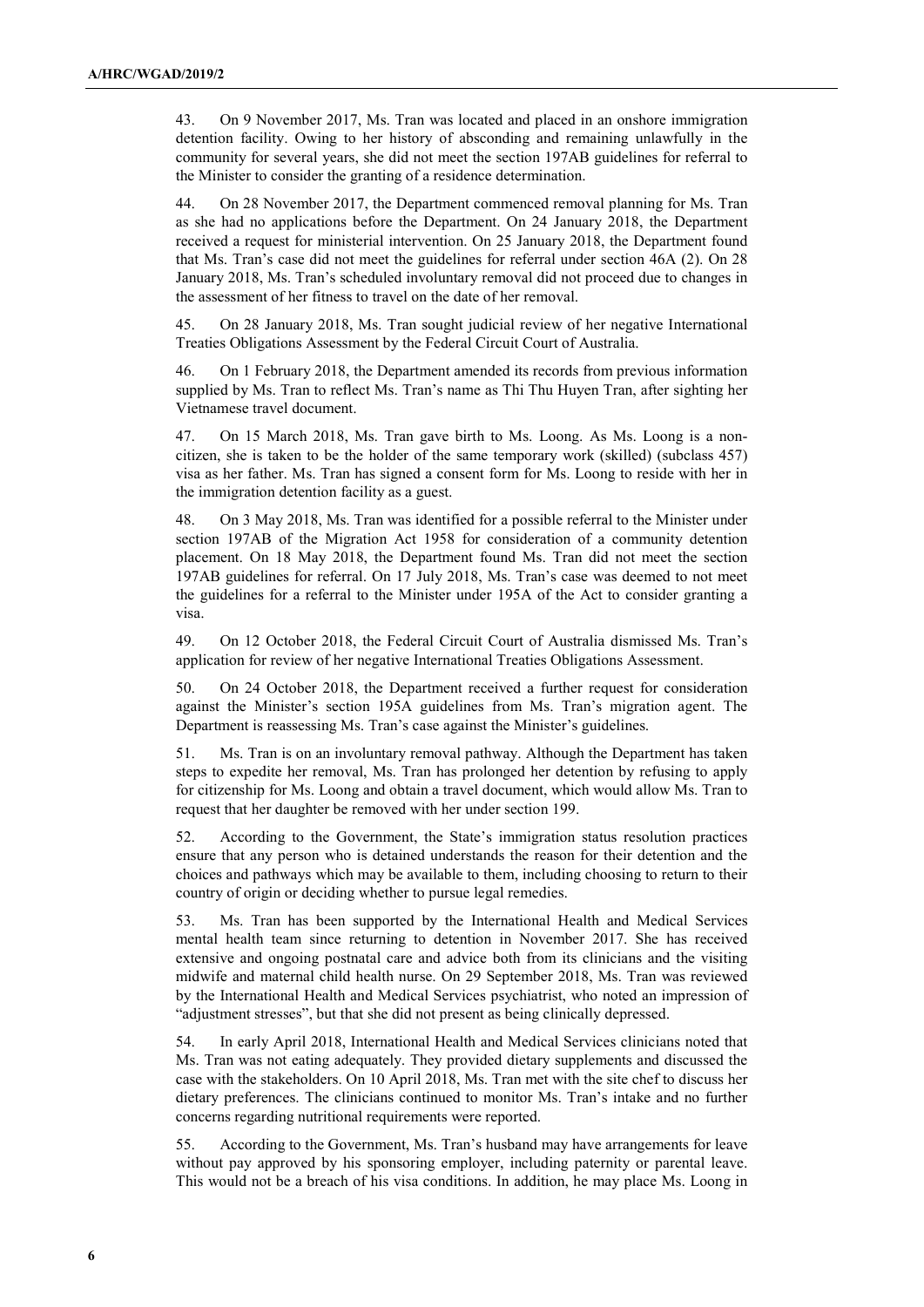43. On 9 November 2017, Ms. Tran was located and placed in an onshore immigration detention facility. Owing to her history of absconding and remaining unlawfully in the community for several years, she did not meet the section 197AB guidelines for referral to the Minister to consider the granting of a residence determination.

44. On 28 November 2017, the Department commenced removal planning for Ms. Tran as she had no applications before the Department. On 24 January 2018, the Department received a request for ministerial intervention. On 25 January 2018, the Department found that Ms. Tran's case did not meet the guidelines for referral under section 46A (2). On 28 January 2018, Ms. Tran's scheduled involuntary removal did not proceed due to changes in the assessment of her fitness to travel on the date of her removal.

45. On 28 January 2018, Ms. Tran sought judicial review of her negative International Treaties Obligations Assessment by the Federal Circuit Court of Australia.

46. On 1 February 2018, the Department amended its records from previous information supplied by Ms. Tran to reflect Ms. Tran's name as Thi Thu Huyen Tran, after sighting her Vietnamese travel document.

47. On 15 March 2018, Ms. Tran gave birth to Ms. Loong. As Ms. Loong is a non-citizen, she is taken to be the holder of the same temporary work (skilled) (subclass 457) visa as her father. Ms. Tran has signed a consent form for Ms. Loong to reside with her in the immigration detention facility as a guest.

48. On 3 May 2018, Ms. Tran was identified for a possible referral to the Minister under section 197AB of the Migration Act 1958 for consideration of a community detention placement. On 18 May 2018, the Department found Ms. Tran did not meet the section 197AB guidelines for referral. On 17 July 2018, Ms. Tran's case was deemed to not meet the guidelines for a referral to the Minister under 195A of the Act to consider granting a visa.

49. On 12 October 2018, the Federal Circuit Court of Australia dismissed Ms. Tran's application for review of her negative International Treaties Obligations Assessment.

50. On 24 October 2018, the Department received a further request for consideration against the Minister's section 195A guidelines from Ms. Tran's migration agent. The Department is reassessing Ms. Tran's case against the Minister's guidelines.

51. Ms. Tran is on an involuntary removal pathway. Although the Department has taken steps to expedite her removal, Ms. Tran has prolonged her detention by refusing to apply for citizenship for Ms. Loong and obtain a travel document, which would allow Ms. Tran to request that her daughter be removed with her under section 199.

52. According to the Government, the State's immigration status resolution practices ensure that any person who is detained understands the reason for their detention and the choices and pathways which may be available to them, including choosing to return to their country of origin or deciding whether to pursue legal remedies.

53. Ms. Tran has been supported by the International Health and Medical Services mental health team since returning to detention in November 2017. She has received extensive and ongoing postnatal care and advice both from its clinicians and the visiting midwife and maternal child health nurse. On 29 September 2018, Ms. Tran was reviewed by the International Health and Medical Services psychiatrist, who noted an impression of "adjustment stresses", but that she did not present as being clinically depressed.

54. In early April 2018, International Health and Medical Services clinicians noted that Ms. Tran was not eating adequately. They provided dietary supplements and discussed the case with the stakeholders. On 10 April 2018, Ms. Tran met with the site chef to discuss her dietary preferences. The clinicians continued to monitor Ms. Tran's intake and no further concerns regarding nutritional requirements were reported.

55. According to the Government, Ms. Tran's husband may have arrangements for leave without pay approved by his sponsoring employer, including paternity or parental leave. This would not be a breach of his visa conditions. In addition, he may place Ms. Loong in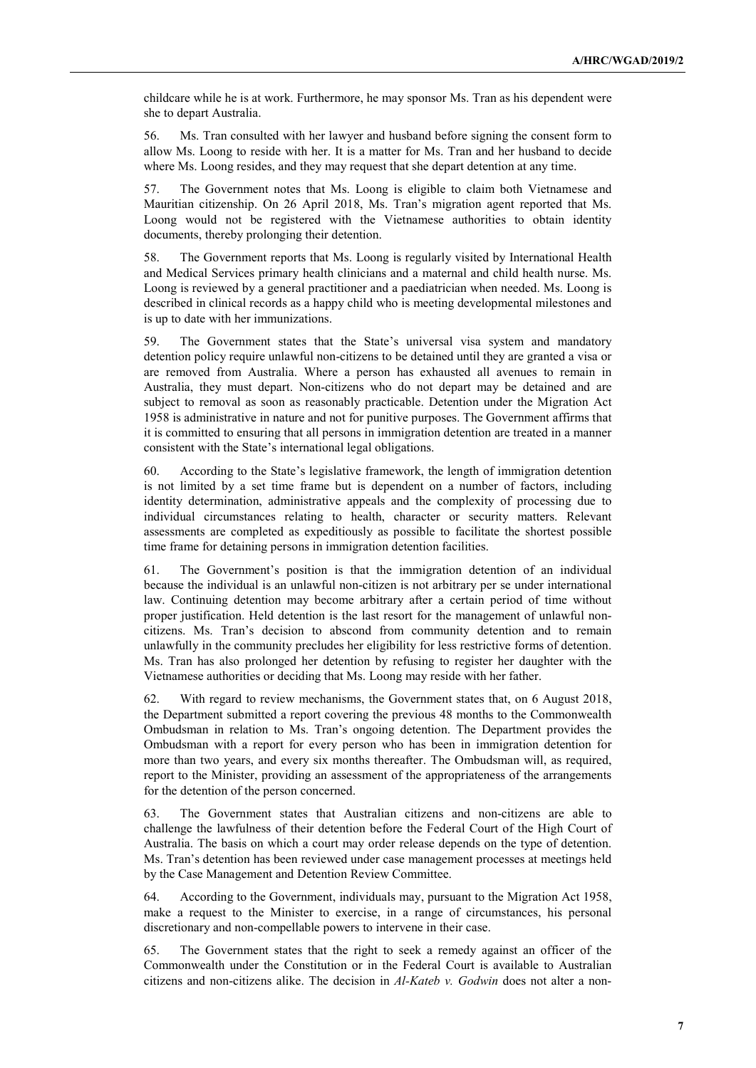childcare while he is at work. Furthermore, he may sponsor Ms. Tran as his dependent were she to depart Australia.

56. Ms. Tran consulted with her lawyer and husband before signing the consent form to allow Ms. Loong to reside with her. It is a matter for Ms. Tran and her husband to decide where Ms. Loong resides, and they may request that she depart detention at any time.

57. The Government notes that Ms. Loong is eligible to claim both Vietnamese and Mauritian citizenship. On 26 April 2018, Ms. Tran's migration agent reported that Ms. Loong would not be registered with the Vietnamese authorities to obtain identity documents, thereby prolonging their detention.

58. The Government reports that Ms. Loong is regularly visited by International Health and Medical Services primary health clinicians and a maternal and child health nurse. Ms. Loong is reviewed by a general practitioner and a paediatrician when needed. Ms. Loong is described in clinical records as a happy child who is meeting developmental milestones and is up to date with her immunizations.

59. The Government states that the State's universal visa system and mandatory detention policy require unlawful non-citizens to be detained until they are granted a visa or are removed from Australia. Where a person has exhausted all avenues to remain in Australia, they must depart. Non-citizens who do not depart may be detained and are subject to removal as soon as reasonably practicable. Detention under the Migration Act 1958 is administrative in nature and not for punitive purposes. The Government affirms that it is committed to ensuring that all persons in immigration detention are treated in a manner consistent with the State's international legal obligations.

60. According to the State's legislative framework, the length of immigration detention is not limited by a set time frame but is dependent on a number of factors, including identity determination, administrative appeals and the complexity of processing due to individual circumstances relating to health, character or security matters. Relevant assessments are completed as expeditiously as possible to facilitate the shortest possible time frame for detaining persons in immigration detention facilities.

61. The Government's position is that the immigration detention of an individual because the individual is an unlawful non-citizen is not arbitrary per se under international law. Continuing detention may become arbitrary after a certain period of time without proper justification. Held detention is the last resort for the management of unlawful non-citizens. Ms. Tran's decision to abscond from community detention and to remain unlawfully in the community precludes her eligibility for less restrictive forms of detention. Ms. Tran has also prolonged her detention by refusing to register her daughter with the Vietnamese authorities or deciding that Ms. Loong may reside with her father.

62. With regard to review mechanisms, the Government states that, on 6 August 2018, the Department submitted a report covering the previous 48 months to the Commonwealth Ombudsman in relation to Ms. Tran's ongoing detention. The Department provides the Ombudsman with a report for every person who has been in immigration detention for more than two years, and every six months thereafter. The Ombudsman will, as required, report to the Minister, providing an assessment of the appropriateness of the arrangements for the detention of the person concerned.

63. The Government states that Australian citizens and non-citizens are able to challenge the lawfulness of their detention before the Federal Court of the High Court of Australia. The basis on which a court may order release depends on the type of detention. Ms. Tran's detention has been reviewed under case management processes at meetings held by the Case Management and Detention Review Committee.

64. According to the Government, individuals may, pursuant to the Migration Act 1958, make a request to the Minister to exercise, in a range of circumstances, his personal discretionary and non-compellable powers to intervene in their case.

65. The Government states that the right to seek a remedy against an officer of the Commonwealth under the Constitution or in the Federal Court is available to Australian citizens and non-citizens alike. The decision in *Al-Kateb v. Godwin* does not alter a non-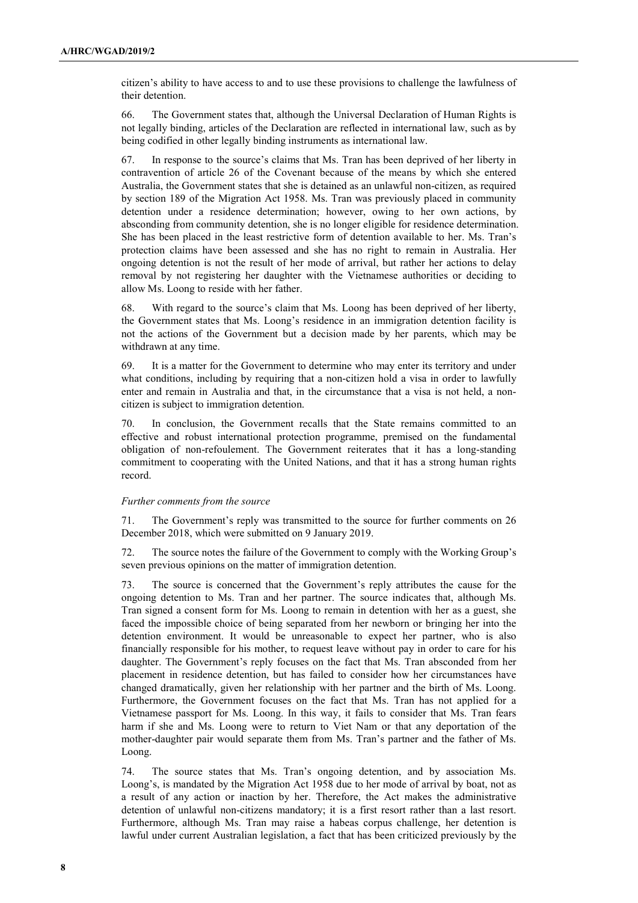citizen's ability to have access to and to use these provisions to challenge the lawfulness of their detention.

66. The Government states that, although the Universal Declaration of Human Rights is not legally binding, articles of the Declaration are reflected in international law, such as by being codified in other legally binding instruments as international law.

67. In response to the source's claims that Ms. Tran has been deprived of her liberty in contravention of article 26 of the Covenant because of the means by which she entered Australia, the Government states that she is detained as an unlawful non-citizen, as required by section 189 of the Migration Act 1958. Ms. Tran was previously placed in community detention under a residence determination; however, owing to her own actions, by absconding from community detention, she is no longer eligible for residence determination. She has been placed in the least restrictive form of detention available to her. Ms. Tran's protection claims have been assessed and she has no right to remain in Australia. Her ongoing detention is not the result of her mode of arrival, but rather her actions to delay removal by not registering her daughter with the Vietnamese authorities or deciding to allow Ms. Loong to reside with her father.

68. With regard to the source's claim that Ms. Loong has been deprived of her liberty, the Government states that Ms. Loong's residence in an immigration detention facility is not the actions of the Government but a decision made by her parents, which may be withdrawn at any time.

69. It is a matter for the Government to determine who may enter its territory and under what conditions, including by requiring that a non-citizen hold a visa in order to lawfully enter and remain in Australia and that, in the circumstance that a visa is not held, a non-citizen is subject to immigration detention.

70. In conclusion, the Government recalls that the State remains committed to an effective and robust international protection programme, premised on the fundamental obligation of non-refoulement. The Government reiterates that it has a long-standing commitment to cooperating with the United Nations, and that it has a strong human rights record.

*Further comments from the source*

71. The Government's reply was transmitted to the source for further comments on 26 December 2018, which were submitted on 9 January 2019.

72. The source notes the failure of the Government to comply with the Working Group's seven previous opinions on the matter of immigration detention.

73. The source is concerned that the Government's reply attributes the cause for the ongoing detention to Ms. Tran and her partner. The source indicates that, although Ms. Tran signed a consent form for Ms. Loong to remain in detention with her as a guest, she faced the impossible choice of being separated from her newborn or bringing her into the detention environment. It would be unreasonable to expect her partner, who is also financially responsible for his mother, to request leave without pay in order to care for his daughter. The Government's reply focuses on the fact that Ms. Tran absconded from her placement in residence detention, but has failed to consider how her circumstances have changed dramatically, given her relationship with her partner and the birth of Ms. Loong. Furthermore, the Government focuses on the fact that Ms. Tran has not applied for a Vietnamese passport for Ms. Loong. In this way, it fails to consider that Ms. Tran fears harm if she and Ms. Loong were to return to Viet Nam or that any deportation of the mother-daughter pair would separate them from Ms. Tran's partner and the father of Ms. Loong.

74. The source states that Ms. Tran's ongoing detention, and by association Ms. Loong's, is mandated by the Migration Act 1958 due to her mode of arrival by boat, not as a result of any action or inaction by her. Therefore, the Act makes the administrative detention of unlawful non-citizens mandatory; it is a first resort rather than a last resort. Furthermore, although Ms. Tran may raise a habeas corpus challenge, her detention is lawful under current Australian legislation, a fact that has been criticized previously by the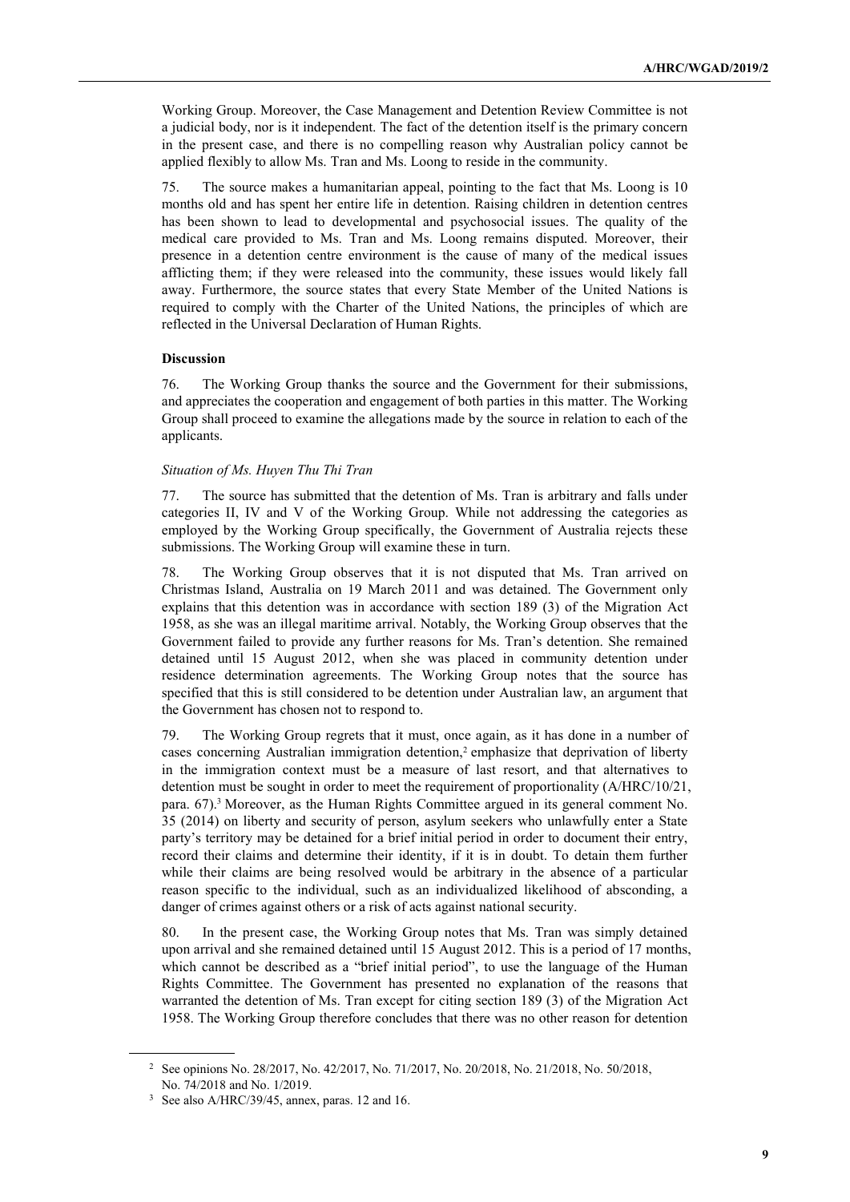Working Group. Moreover, the Case Management and Detention Review Committee is not a judicial body, nor is it independent. The fact of the detention itself is the primary concern in the present case, and there is no compelling reason why Australian policy cannot be applied flexibly to allow Ms. Tran and Ms. Loong to reside in the community.

75. The source makes a humanitarian appeal, pointing to the fact that Ms. Loong is 10 months old and has spent her entire life in detention. Raising children in detention centres has been shown to lead to developmental and psychosocial issues. The quality of the medical care provided to Ms. Tran and Ms. Loong remains disputed. Moreover, their presence in a detention centre environment is the cause of many of the medical issues afflicting them; if they were released into the community, these issues would likely fall away. Furthermore, the source states that every State Member of the United Nations is required to comply with the Charter of the United Nations, the principles of which are reflected in the Universal Declaration of Human Rights.

**Discussion**

76. The Working Group thanks the source and the Government for their submissions, and appreciates the cooperation and engagement of both parties in this matter. The Working Group shall proceed to examine the allegations made by the source in relation to each of the applicants.

*Situation of Ms. Huyen Thu Thi Tran*

77. The source has submitted that the detention of Ms. Tran is arbitrary and falls under categories II, IV and V of the Working Group. While not addressing the categories as employed by the Working Group specifically, the Government of Australia rejects these submissions. The Working Group will examine these in turn.

78. The Working Group observes that it is not disputed that Ms. Tran arrived on Christmas Island, Australia on 19 March 2011 and was detained. The Government only explains that this detention was in accordance with section 189 (3) of the Migration Act 1958, as she was an illegal maritime arrival. Notably, the Working Group observes that the Government failed to provide any further reasons for Ms. Tran's detention. She remained detained until 15 August 2012, when she was placed in community detention under residence determination agreements. The Working Group notes that the source has specified that this is still considered to be detention under Australian law, an argument that the Government has chosen not to respond to.

79. The Working Group regrets that it must, once again, as it has done in a number of cases concerning Australian immigration detention,[2] emphasize that deprivation of liberty in the immigration context must be a measure of last resort, and that alternatives to detention must be sought in order to meet the requirement of proportionality (A/HRC/10/21, para. 67).[3] Moreover, as the Human Rights Committee argued in its general comment No. 35 (2014) on liberty and security of person, asylum seekers who unlawfully enter a State party's territory may be detained for a brief initial period in order to document their entry, record their claims and determine their identity, if it is in doubt. To detain them further while their claims are being resolved would be arbitrary in the absence of a particular reason specific to the individual, such as an individualized likelihood of absconding, a danger of crimes against others or a risk of acts against national security.

80. In the present case, the Working Group notes that Ms. Tran was simply detained upon arrival and she remained detained until 15 August 2012. This is a period of 17 months, which cannot be described as a "brief initial period", to use the language of the Human Rights Committee. The Government has presented no explanation of the reasons that warranted the detention of Ms. Tran except for citing section 189 (3) of the Migration Act 1958. The Working Group therefore concludes that there was no other reason for detention

---

[2] See opinions No. 28/2017, No. 42/2017, No. 71/2017, No. 20/2018, No. 21/2018, No. 50/2018, No. 74/2018 and No. 1/2019.

[3] See also A/HRC/39/45, annex, paras. 12 and 16.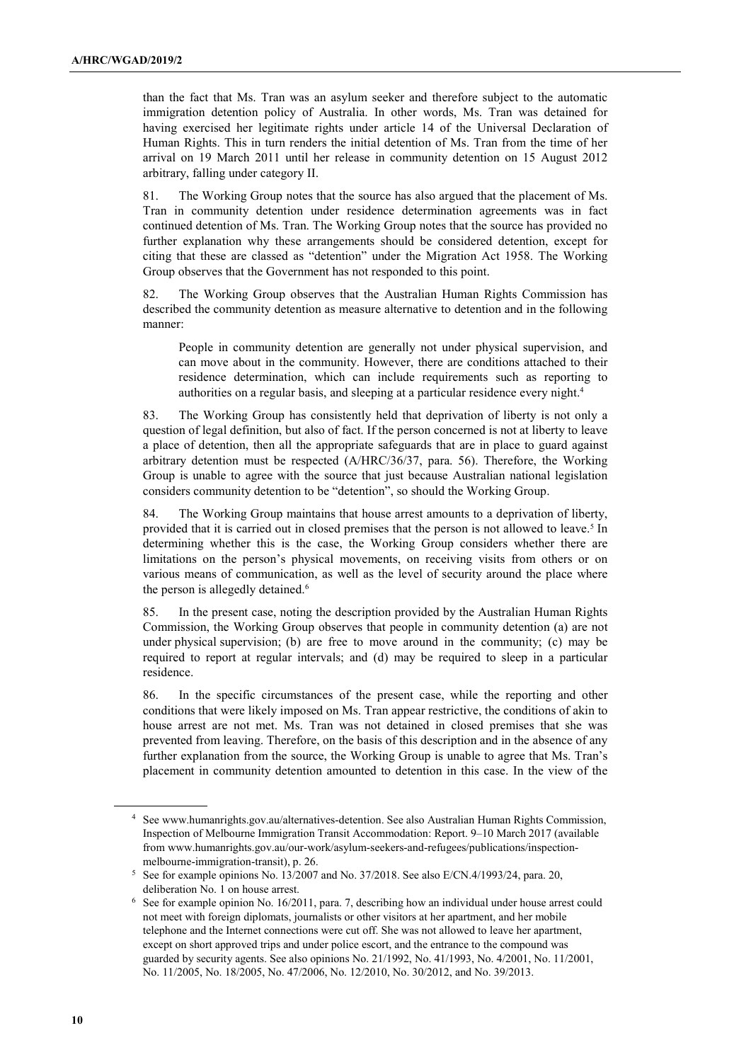than the fact that Ms. Tran was an asylum seeker and therefore subject to the automatic immigration detention policy of Australia. In other words, Ms. Tran was detained for having exercised her legitimate rights under article 14 of the Universal Declaration of Human Rights. This in turn renders the initial detention of Ms. Tran from the time of her arrival on 19 March 2011 until her release in community detention on 15 August 2012 arbitrary, falling under category II.

81. The Working Group notes that the source has also argued that the placement of Ms. Tran in community detention under residence determination agreements was in fact continued detention of Ms. Tran. The Working Group notes that the source has provided no further explanation why these arrangements should be considered detention, except for citing that these are classed as "detention" under the Migration Act 1958. The Working Group observes that the Government has not responded to this point.

82. The Working Group observes that the Australian Human Rights Commission has described the community detention as measure alternative to detention and in the following manner:

> People in community detention are generally not under physical supervision, and can move about in the community. However, there are conditions attached to their residence determination, which can include requirements such as reporting to authorities on a regular basis, and sleeping at a particular residence every night.[4]

83. The Working Group has consistently held that deprivation of liberty is not only a question of legal definition, but also of fact. If the person concerned is not at liberty to leave a place of detention, then all the appropriate safeguards that are in place to guard against arbitrary detention must be respected (A/HRC/36/37, para. 56). Therefore, the Working Group is unable to agree with the source that just because Australian national legislation considers community detention to be "detention", so should the Working Group.

84. The Working Group maintains that house arrest amounts to a deprivation of liberty, provided that it is carried out in closed premises that the person is not allowed to leave.[5] In determining whether this is the case, the Working Group considers whether there are limitations on the person's physical movements, on receiving visits from others or on various means of communication, as well as the level of security around the place where the person is allegedly detained.[6]

85. In the present case, noting the description provided by the Australian Human Rights Commission, the Working Group observes that people in community detention (a) are not under physical supervision; (b) are free to move around in the community; (c) may be required to report at regular intervals; and (d) may be required to sleep in a particular residence.

86. In the specific circumstances of the present case, while the reporting and other conditions that were likely imposed on Ms. Tran appear restrictive, the conditions of akin to house arrest are not met. Ms. Tran was not detained in closed premises that she was prevented from leaving. Therefore, on the basis of this description and in the absence of any further explanation from the source, the Working Group is unable to agree that Ms. Tran's placement in community detention amounted to detention in this case. In the view of the

---

[4] See www.humanrights.gov.au/alternatives-detention. See also Australian Human Rights Commission, Inspection of Melbourne Immigration Transit Accommodation: Report. 9–10 March 2017 (available from www.humanrights.gov.au/our-work/asylum-seekers-and-refugees/publications/inspection-melbourne-immigration-transit), p. 26.

[5] See for example opinions No. 13/2007 and No. 37/2018. See also E/CN.4/1993/24, para. 20, deliberation No. 1 on house arrest.

[6] See for example opinion No. 16/2011, para. 7, describing how an individual under house arrest could not meet with foreign diplomats, journalists or other visitors at her apartment, and her mobile telephone and the Internet connections were cut off. She was not allowed to leave her apartment, except on short approved trips and under police escort, and the entrance to the compound was guarded by security agents. See also opinions No. 21/1992, No. 41/1993, No. 4/2001, No. 11/2001, No. 11/2005, No. 18/2005, No. 47/2006, No. 12/2010, No. 30/2012, and No. 39/2013.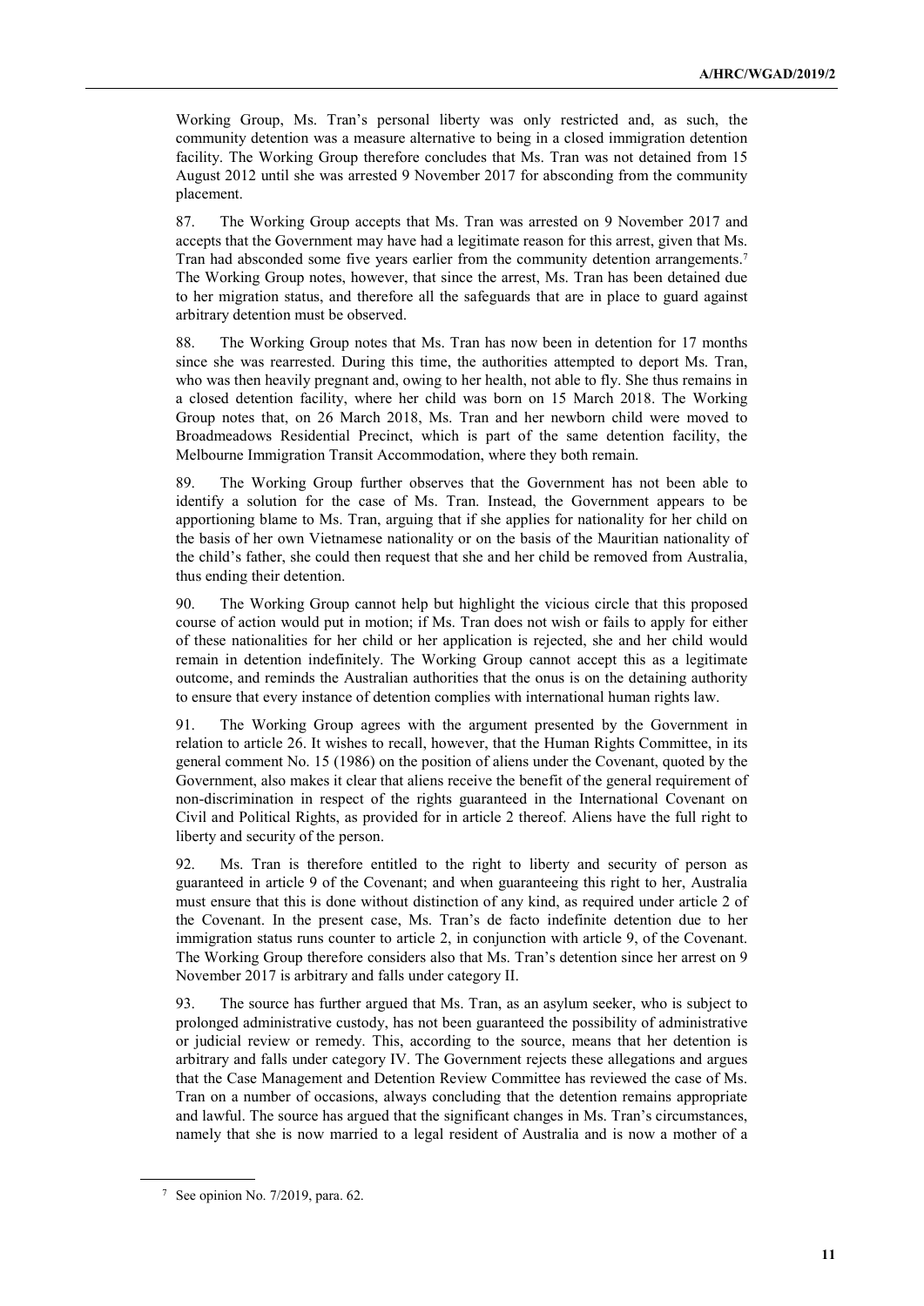Working Group, Ms. Tran's personal liberty was only restricted and, as such, the community detention was a measure alternative to being in a closed immigration detention facility. The Working Group therefore concludes that Ms. Tran was not detained from 15 August 2012 until she was arrested 9 November 2017 for absconding from the community placement.

87. The Working Group accepts that Ms. Tran was arrested on 9 November 2017 and accepts that the Government may have had a legitimate reason for this arrest, given that Ms. Tran had absconded some five years earlier from the community detention arrangements.[7] The Working Group notes, however, that since the arrest, Ms. Tran has been detained due to her migration status, and therefore all the safeguards that are in place to guard against arbitrary detention must be observed.

88. The Working Group notes that Ms. Tran has now been in detention for 17 months since she was rearrested. During this time, the authorities attempted to deport Ms. Tran, who was then heavily pregnant and, owing to her health, not able to fly. She thus remains in a closed detention facility, where her child was born on 15 March 2018. The Working Group notes that, on 26 March 2018, Ms. Tran and her newborn child were moved to Broadmeadows Residential Precinct, which is part of the same detention facility, the Melbourne Immigration Transit Accommodation, where they both remain.

89. The Working Group further observes that the Government has not been able to identify a solution for the case of Ms. Tran. Instead, the Government appears to be apportioning blame to Ms. Tran, arguing that if she applies for nationality for her child on the basis of her own Vietnamese nationality or on the basis of the Mauritian nationality of the child's father, she could then request that she and her child be removed from Australia, thus ending their detention.

90. The Working Group cannot help but highlight the vicious circle that this proposed course of action would put in motion; if Ms. Tran does not wish or fails to apply for either of these nationalities for her child or her application is rejected, she and her child would remain in detention indefinitely. The Working Group cannot accept this as a legitimate outcome, and reminds the Australian authorities that the onus is on the detaining authority to ensure that every instance of detention complies with international human rights law.

91. The Working Group agrees with the argument presented by the Government in relation to article 26. It wishes to recall, however, that the Human Rights Committee, in its general comment No. 15 (1986) on the position of aliens under the Covenant, quoted by the Government, also makes it clear that aliens receive the benefit of the general requirement of non-discrimination in respect of the rights guaranteed in the International Covenant on Civil and Political Rights, as provided for in article 2 thereof. Aliens have the full right to liberty and security of the person.

92. Ms. Tran is therefore entitled to the right to liberty and security of person as guaranteed in article 9 of the Covenant; and when guaranteeing this right to her, Australia must ensure that this is done without distinction of any kind, as required under article 2 of the Covenant. In the present case, Ms. Tran's de facto indefinite detention due to her immigration status runs counter to article 2, in conjunction with article 9, of the Covenant. The Working Group therefore considers also that Ms. Tran's detention since her arrest on 9 November 2017 is arbitrary and falls under category II.

93. The source has further argued that Ms. Tran, as an asylum seeker, who is subject to prolonged administrative custody, has not been guaranteed the possibility of administrative or judicial review or remedy. This, according to the source, means that her detention is arbitrary and falls under category IV. The Government rejects these allegations and argues that the Case Management and Detention Review Committee has reviewed the case of Ms. Tran on a number of occasions, always concluding that the detention remains appropriate and lawful. The source has argued that the significant changes in Ms. Tran's circumstances, namely that she is now married to a legal resident of Australia and is now a mother of a

[7] See opinion No. 7/2019, para. 62.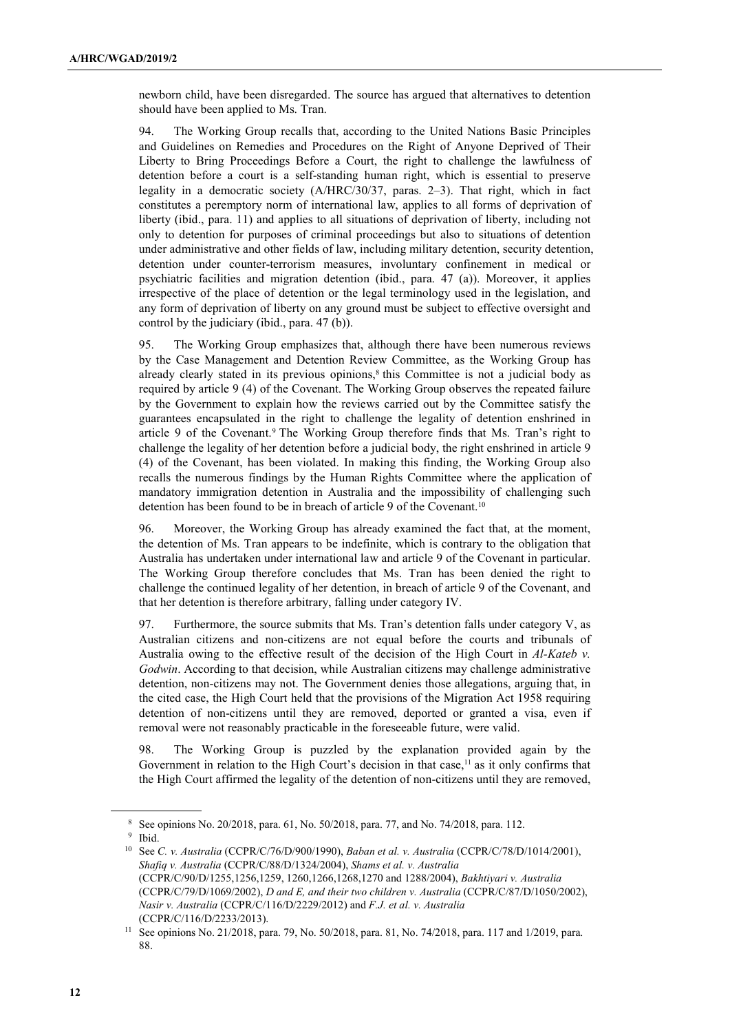newborn child, have been disregarded. The source has argued that alternatives to detention should have been applied to Ms. Tran.

94. The Working Group recalls that, according to the United Nations Basic Principles and Guidelines on Remedies and Procedures on the Right of Anyone Deprived of Their Liberty to Bring Proceedings Before a Court, the right to challenge the lawfulness of detention before a court is a self-standing human right, which is essential to preserve legality in a democratic society (A/HRC/30/37, paras. 2–3). That right, which in fact constitutes a peremptory norm of international law, applies to all forms of deprivation of liberty (ibid., para. 11) and applies to all situations of deprivation of liberty, including not only to detention for purposes of criminal proceedings but also to situations of detention under administrative and other fields of law, including military detention, security detention, detention under counter-terrorism measures, involuntary confinement in medical or psychiatric facilities and migration detention (ibid., para. 47 (a)). Moreover, it applies irrespective of the place of detention or the legal terminology used in the legislation, and any form of deprivation of liberty on any ground must be subject to effective oversight and control by the judiciary (ibid., para. 47 (b)).

95. The Working Group emphasizes that, although there have been numerous reviews by the Case Management and Detention Review Committee, as the Working Group has already clearly stated in its previous opinions,[8] this Committee is not a judicial body as required by article 9 (4) of the Covenant. The Working Group observes the repeated failure by the Government to explain how the reviews carried out by the Committee satisfy the guarantees encapsulated in the right to challenge the legality of detention enshrined in article 9 of the Covenant.[9] The Working Group therefore finds that Ms. Tran's right to challenge the legality of her detention before a judicial body, the right enshrined in article 9 (4) of the Covenant, has been violated. In making this finding, the Working Group also recalls the numerous findings by the Human Rights Committee where the application of mandatory immigration detention in Australia and the impossibility of challenging such detention has been found to be in breach of article 9 of the Covenant.[10]

96. Moreover, the Working Group has already examined the fact that, at the moment, the detention of Ms. Tran appears to be indefinite, which is contrary to the obligation that Australia has undertaken under international law and article 9 of the Covenant in particular. The Working Group therefore concludes that Ms. Tran has been denied the right to challenge the continued legality of her detention, in breach of article 9 of the Covenant, and that her detention is therefore arbitrary, falling under category IV.

97. Furthermore, the source submits that Ms. Tran's detention falls under category V, as Australian citizens and non-citizens are not equal before the courts and tribunals of Australia owing to the effective result of the decision of the High Court in *Al-Kateb v. Godwin*. According to that decision, while Australian citizens may challenge administrative detention, non-citizens may not. The Government denies those allegations, arguing that, in the cited case, the High Court held that the provisions of the Migration Act 1958 requiring detention of non-citizens until they are removed, deported or granted a visa, even if removal were not reasonably practicable in the foreseeable future, were valid.

98. The Working Group is puzzled by the explanation provided again by the Government in relation to the High Court's decision in that case,[11] as it only confirms that the High Court affirmed the legality of the detention of non-citizens until they are removed,

---

[8] See opinions No. 20/2018, para. 61, No. 50/2018, para. 77, and No. 74/2018, para. 112.

[9] Ibid.

[10] See *C. v. Australia* (CCPR/C/76/D/900/1990), *Baban et al. v. Australia* (CCPR/C/78/D/1014/2001), *Shafiq v. Australia* (CCPR/C/88/D/1324/2004), *Shams et al. v. Australia* (CCPR/C/90/D/1255,1256,1259, 1260,1266,1268,1270 and 1288/2004), *Bakhtiyari v. Australia* (CCPR/C/79/D/1069/2002), *D and E, and their two children v. Australia* (CCPR/C/87/D/1050/2002), *Nasir v. Australia* (CCPR/C/116/D/2229/2012) and *F.J. et al. v. Australia* (CCPR/C/116/D/2233/2013).

[11] See opinions No. 21/2018, para. 79, No. 50/2018, para. 81, No. 74/2018, para. 117 and 1/2019, para. 88.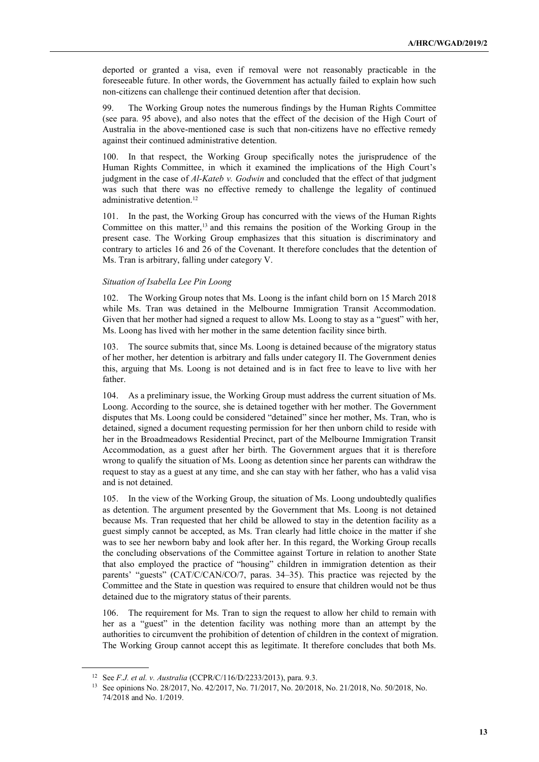deported or granted a visa, even if removal were not reasonably practicable in the foreseeable future. In other words, the Government has actually failed to explain how such non-citizens can challenge their continued detention after that decision.

99. The Working Group notes the numerous findings by the Human Rights Committee (see para. 95 above), and also notes that the effect of the decision of the High Court of Australia in the above-mentioned case is such that non-citizens have no effective remedy against their continued administrative detention.

100. In that respect, the Working Group specifically notes the jurisprudence of the Human Rights Committee, in which it examined the implications of the High Court's judgment in the case of *Al-Kateb v. Godwin* and concluded that the effect of that judgment was such that there was no effective remedy to challenge the legality of continued administrative detention.[12]

101. In the past, the Working Group has concurred with the views of the Human Rights Committee on this matter,[13] and this remains the position of the Working Group in the present case. The Working Group emphasizes that this situation is discriminatory and contrary to articles 16 and 26 of the Covenant. It therefore concludes that the detention of Ms. Tran is arbitrary, falling under category V.

*Situation of Isabella Lee Pin Loong*

102. The Working Group notes that Ms. Loong is the infant child born on 15 March 2018 while Ms. Tran was detained in the Melbourne Immigration Transit Accommodation. Given that her mother had signed a request to allow Ms. Loong to stay as a "guest" with her, Ms. Loong has lived with her mother in the same detention facility since birth.

103. The source submits that, since Ms. Loong is detained because of the migratory status of her mother, her detention is arbitrary and falls under category II. The Government denies this, arguing that Ms. Loong is not detained and is in fact free to leave to live with her father.

104. As a preliminary issue, the Working Group must address the current situation of Ms. Loong. According to the source, she is detained together with her mother. The Government disputes that Ms. Loong could be considered "detained" since her mother, Ms. Tran, who is detained, signed a document requesting permission for her then unborn child to reside with her in the Broadmeadows Residential Precinct, part of the Melbourne Immigration Transit Accommodation, as a guest after her birth. The Government argues that it is therefore wrong to qualify the situation of Ms. Loong as detention since her parents can withdraw the request to stay as a guest at any time, and she can stay with her father, who has a valid visa and is not detained.

105. In the view of the Working Group, the situation of Ms. Loong undoubtedly qualifies as detention. The argument presented by the Government that Ms. Loong is not detained because Ms. Tran requested that her child be allowed to stay in the detention facility as a guest simply cannot be accepted, as Ms. Tran clearly had little choice in the matter if she was to see her newborn baby and look after her. In this regard, the Working Group recalls the concluding observations of the Committee against Torture in relation to another State that also employed the practice of "housing" children in immigration detention as their parents' "guests" (CAT/C/CAN/CO/7, paras. 34–35). This practice was rejected by the Committee and the State in question was required to ensure that children would not be thus detained due to the migratory status of their parents.

106. The requirement for Ms. Tran to sign the request to allow her child to remain with her as a "guest" in the detention facility was nothing more than an attempt by the authorities to circumvent the prohibition of detention of children in the context of migration. The Working Group cannot accept this as legitimate. It therefore concludes that both Ms.

---

[12] See *F.J. et al. v. Australia* (CCPR/C/116/D/2233/2013), para. 9.3.

[13] See opinions No. 28/2017, No. 42/2017, No. 71/2017, No. 20/2018, No. 21/2018, No. 50/2018, No. 74/2018 and No. 1/2019.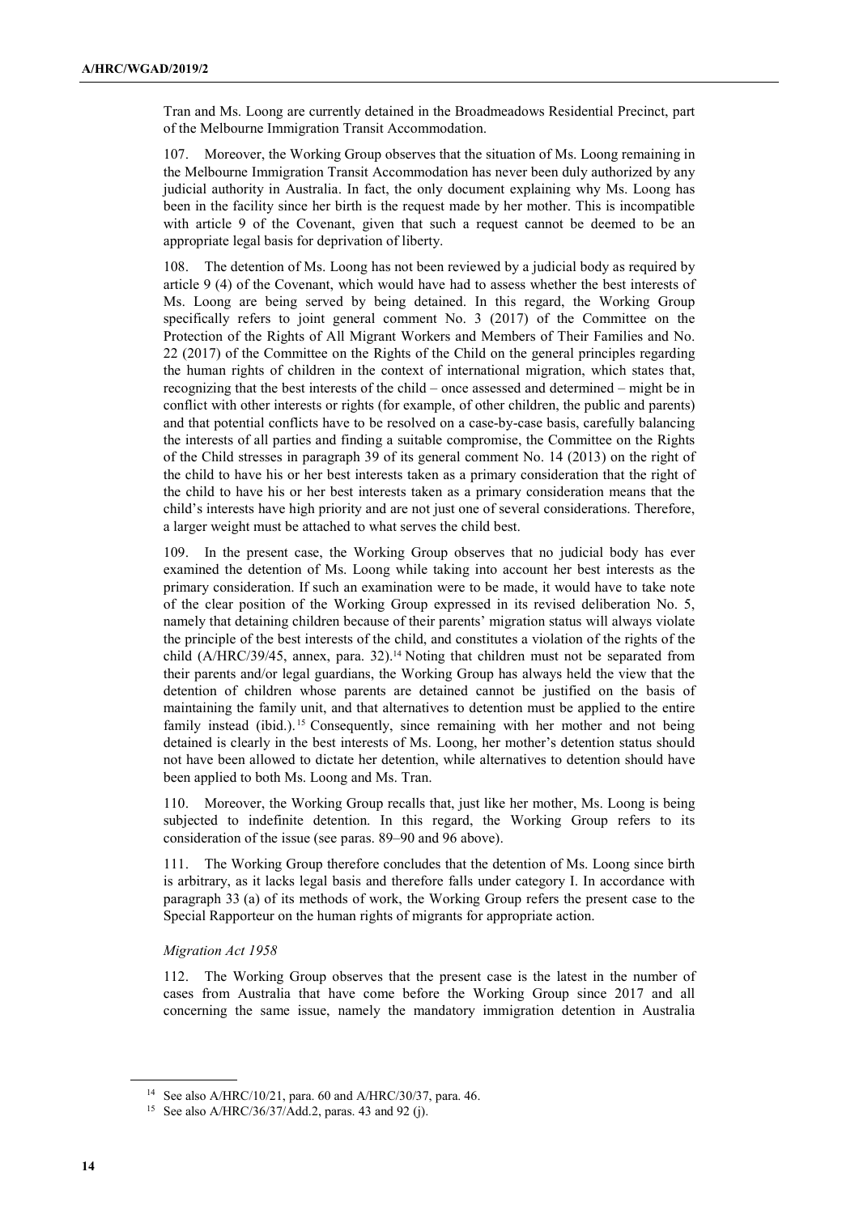Tran and Ms. Loong are currently detained in the Broadmeadows Residential Precinct, part of the Melbourne Immigration Transit Accommodation.

107. Moreover, the Working Group observes that the situation of Ms. Loong remaining in the Melbourne Immigration Transit Accommodation has never been duly authorized by any judicial authority in Australia. In fact, the only document explaining why Ms. Loong has been in the facility since her birth is the request made by her mother. This is incompatible with article 9 of the Covenant, given that such a request cannot be deemed to be an appropriate legal basis for deprivation of liberty.

108. The detention of Ms. Loong has not been reviewed by a judicial body as required by article 9 (4) of the Covenant, which would have had to assess whether the best interests of Ms. Loong are being served by being detained. In this regard, the Working Group specifically refers to joint general comment No. 3 (2017) of the Committee on the Protection of the Rights of All Migrant Workers and Members of Their Families and No. 22 (2017) of the Committee on the Rights of the Child on the general principles regarding the human rights of children in the context of international migration, which states that, recognizing that the best interests of the child – once assessed and determined – might be in conflict with other interests or rights (for example, of other children, the public and parents) and that potential conflicts have to be resolved on a case-by-case basis, carefully balancing the interests of all parties and finding a suitable compromise, the Committee on the Rights of the Child stresses in paragraph 39 of its general comment No. 14 (2013) on the right of the child to have his or her best interests taken as a primary consideration that the right of the child to have his or her best interests taken as a primary consideration means that the child's interests have high priority and are not just one of several considerations. Therefore, a larger weight must be attached to what serves the child best.

109. In the present case, the Working Group observes that no judicial body has ever examined the detention of Ms. Loong while taking into account her best interests as the primary consideration. If such an examination were to be made, it would have to take note of the clear position of the Working Group expressed in its revised deliberation No. 5, namely that detaining children because of their parents' migration status will always violate the principle of the best interests of the child, and constitutes a violation of the rights of the child (A/HRC/39/45, annex, para. 32).[14] Noting that children must not be separated from their parents and/or legal guardians, the Working Group has always held the view that the detention of children whose parents are detained cannot be justified on the basis of maintaining the family unit, and that alternatives to detention must be applied to the entire family instead (ibid.).[15] Consequently, since remaining with her mother and not being detained is clearly in the best interests of Ms. Loong, her mother's detention status should not have been allowed to dictate her detention, while alternatives to detention should have been applied to both Ms. Loong and Ms. Tran.

110. Moreover, the Working Group recalls that, just like her mother, Ms. Loong is being subjected to indefinite detention. In this regard, the Working Group refers to its consideration of the issue (see paras. 89–90 and 96 above).

111. The Working Group therefore concludes that the detention of Ms. Loong since birth is arbitrary, as it lacks legal basis and therefore falls under category I. In accordance with paragraph 33 (a) of its methods of work, the Working Group refers the present case to the Special Rapporteur on the human rights of migrants for appropriate action.

*Migration Act 1958*

112. The Working Group observes that the present case is the latest in the number of cases from Australia that have come before the Working Group since 2017 and all concerning the same issue, namely the mandatory immigration detention in Australia

---

[14] See also A/HRC/10/21, para. 60 and A/HRC/30/37, para. 46.

[15] See also A/HRC/36/37/Add.2, paras. 43 and 92 (j).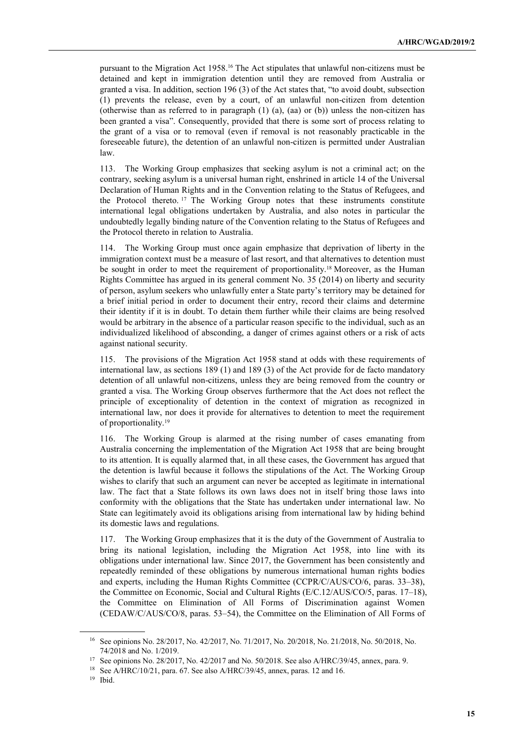pursuant to the Migration Act 1958.[16] The Act stipulates that unlawful non-citizens must be detained and kept in immigration detention until they are removed from Australia or granted a visa. In addition, section 196 (3) of the Act states that, "to avoid doubt, subsection (1) prevents the release, even by a court, of an unlawful non-citizen from detention (otherwise than as referred to in paragraph (1) (a), (aa) or (b)) unless the non-citizen has been granted a visa". Consequently, provided that there is some sort of process relating to the grant of a visa or to removal (even if removal is not reasonably practicable in the foreseeable future), the detention of an unlawful non-citizen is permitted under Australian law.

113. The Working Group emphasizes that seeking asylum is not a criminal act; on the contrary, seeking asylum is a universal human right, enshrined in article 14 of the Universal Declaration of Human Rights and in the Convention relating to the Status of Refugees, and the Protocol thereto.[17] The Working Group notes that these instruments constitute international legal obligations undertaken by Australia, and also notes in particular the undoubtedly legally binding nature of the Convention relating to the Status of Refugees and the Protocol thereto in relation to Australia.

114. The Working Group must once again emphasize that deprivation of liberty in the immigration context must be a measure of last resort, and that alternatives to detention must be sought in order to meet the requirement of proportionality.[18] Moreover, as the Human Rights Committee has argued in its general comment No. 35 (2014) on liberty and security of person, asylum seekers who unlawfully enter a State party's territory may be detained for a brief initial period in order to document their entry, record their claims and determine their identity if it is in doubt. To detain them further while their claims are being resolved would be arbitrary in the absence of a particular reason specific to the individual, such as an individualized likelihood of absconding, a danger of crimes against others or a risk of acts against national security.

115. The provisions of the Migration Act 1958 stand at odds with these requirements of international law, as sections 189 (1) and 189 (3) of the Act provide for de facto mandatory detention of all unlawful non-citizens, unless they are being removed from the country or granted a visa. The Working Group observes furthermore that the Act does not reflect the principle of exceptionality of detention in the context of migration as recognized in international law, nor does it provide for alternatives to detention to meet the requirement of proportionality.[19]

116. The Working Group is alarmed at the rising number of cases emanating from Australia concerning the implementation of the Migration Act 1958 that are being brought to its attention. It is equally alarmed that, in all these cases, the Government has argued that the detention is lawful because it follows the stipulations of the Act. The Working Group wishes to clarify that such an argument can never be accepted as legitimate in international law. The fact that a State follows its own laws does not in itself bring those laws into conformity with the obligations that the State has undertaken under international law. No State can legitimately avoid its obligations arising from international law by hiding behind its domestic laws and regulations.

117. The Working Group emphasizes that it is the duty of the Government of Australia to bring its national legislation, including the Migration Act 1958, into line with its obligations under international law. Since 2017, the Government has been consistently and repeatedly reminded of these obligations by numerous international human rights bodies and experts, including the Human Rights Committee (CCPR/C/AUS/CO/6, paras. 33–38), the Committee on Economic, Social and Cultural Rights (E/C.12/AUS/CO/5, paras. 17–18), the Committee on Elimination of All Forms of Discrimination against Women (CEDAW/C/AUS/CO/8, paras. 53–54), the Committee on the Elimination of All Forms of

---

[16] See opinions No. 28/2017, No. 42/2017, No. 71/2017, No. 20/2018, No. 21/2018, No. 50/2018, No. 74/2018 and No. 1/2019.

[17] See opinions No. 28/2017, No. 42/2017 and No. 50/2018. See also A/HRC/39/45, annex, para. 9.

[18] See A/HRC/10/21, para. 67. See also A/HRC/39/45, annex, paras. 12 and 16.

[19] Ibid.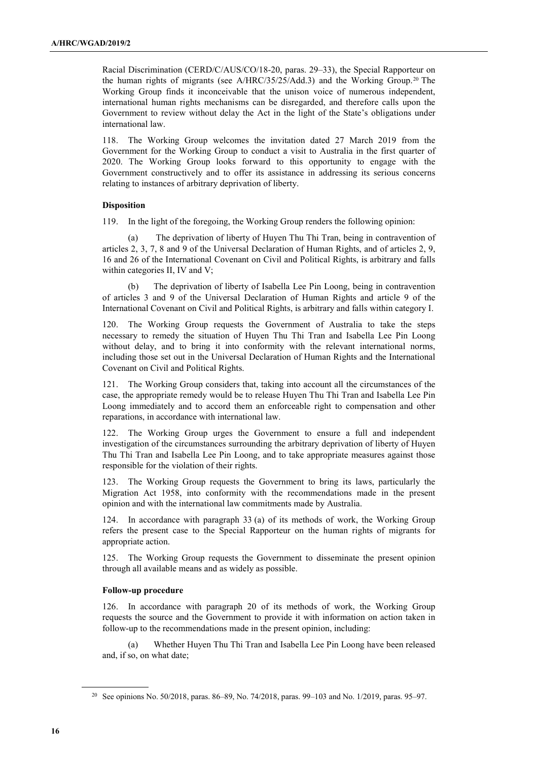Racial Discrimination (CERD/C/AUS/CO/18-20, paras. 29–33), the Special Rapporteur on the human rights of migrants (see A/HRC/35/25/Add.3) and the Working Group.[20] The Working Group finds it inconceivable that the unison voice of numerous independent, international human rights mechanisms can be disregarded, and therefore calls upon the Government to review without delay the Act in the light of the State's obligations under international law.

118. The Working Group welcomes the invitation dated 27 March 2019 from the Government for the Working Group to conduct a visit to Australia in the first quarter of 2020. The Working Group looks forward to this opportunity to engage with the Government constructively and to offer its assistance in addressing its serious concerns relating to instances of arbitrary deprivation of liberty.

### Disposition

119. In the light of the foregoing, the Working Group renders the following opinion:

(a) The deprivation of liberty of Huyen Thu Thi Tran, being in contravention of articles 2, 3, 7, 8 and 9 of the Universal Declaration of Human Rights, and of articles 2, 9, 16 and 26 of the International Covenant on Civil and Political Rights, is arbitrary and falls within categories II, IV and V;

(b) The deprivation of liberty of Isabella Lee Pin Loong, being in contravention of articles 3 and 9 of the Universal Declaration of Human Rights and article 9 of the International Covenant on Civil and Political Rights, is arbitrary and falls within category I.

120. The Working Group requests the Government of Australia to take the steps necessary to remedy the situation of Huyen Thu Thi Tran and Isabella Lee Pin Loong without delay, and to bring it into conformity with the relevant international norms, including those set out in the Universal Declaration of Human Rights and the International Covenant on Civil and Political Rights.

121. The Working Group considers that, taking into account all the circumstances of the case, the appropriate remedy would be to release Huyen Thu Thi Tran and Isabella Lee Pin Loong immediately and to accord them an enforceable right to compensation and other reparations, in accordance with international law.

122. The Working Group urges the Government to ensure a full and independent investigation of the circumstances surrounding the arbitrary deprivation of liberty of Huyen Thu Thi Tran and Isabella Lee Pin Loong, and to take appropriate measures against those responsible for the violation of their rights.

123. The Working Group requests the Government to bring its laws, particularly the Migration Act 1958, into conformity with the recommendations made in the present opinion and with the international law commitments made by Australia.

124. In accordance with paragraph 33 (a) of its methods of work, the Working Group refers the present case to the Special Rapporteur on the human rights of migrants for appropriate action.

125. The Working Group requests the Government to disseminate the present opinion through all available means and as widely as possible.

### Follow-up procedure

126. In accordance with paragraph 20 of its methods of work, the Working Group requests the source and the Government to provide it with information on action taken in follow-up to the recommendations made in the present opinion, including:

(a) Whether Huyen Thu Thi Tran and Isabella Lee Pin Loong have been released and, if so, on what date;

[20] See opinions No. 50/2018, paras. 86–89, No. 74/2018, paras. 99–103 and No. 1/2019, paras. 95–97.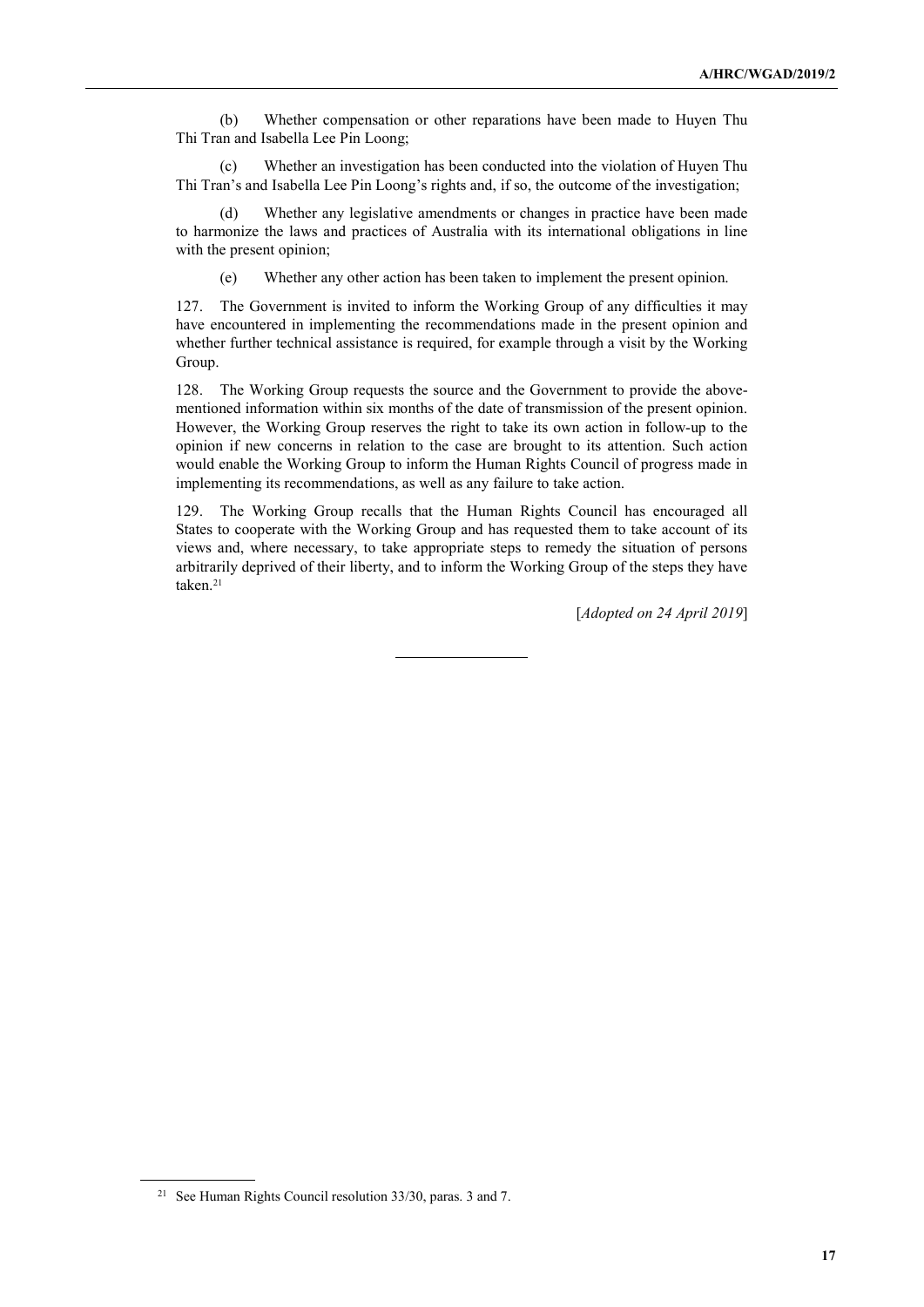(b) Whether compensation or other reparations have been made to Huyen Thu Thi Tran and Isabella Lee Pin Loong;

(c) Whether an investigation has been conducted into the violation of Huyen Thu Thi Tran's and Isabella Lee Pin Loong's rights and, if so, the outcome of the investigation;

(d) Whether any legislative amendments or changes in practice have been made to harmonize the laws and practices of Australia with its international obligations in line with the present opinion;

(e) Whether any other action has been taken to implement the present opinion.

127. The Government is invited to inform the Working Group of any difficulties it may have encountered in implementing the recommendations made in the present opinion and whether further technical assistance is required, for example through a visit by the Working Group.

128. The Working Group requests the source and the Government to provide the above-mentioned information within six months of the date of transmission of the present opinion. However, the Working Group reserves the right to take its own action in follow-up to the opinion if new concerns in relation to the case are brought to its attention. Such action would enable the Working Group to inform the Human Rights Council of progress made in implementing its recommendations, as well as any failure to take action.

129. The Working Group recalls that the Human Rights Council has encouraged all States to cooperate with the Working Group and has requested them to take account of its views and, where necessary, to take appropriate steps to remedy the situation of persons arbitrarily deprived of their liberty, and to inform the Working Group of the steps they have taken.[21]

[*Adopted on 24 April 2019*]

---

[21] See Human Rights Council resolution 33/30, paras. 3 and 7.